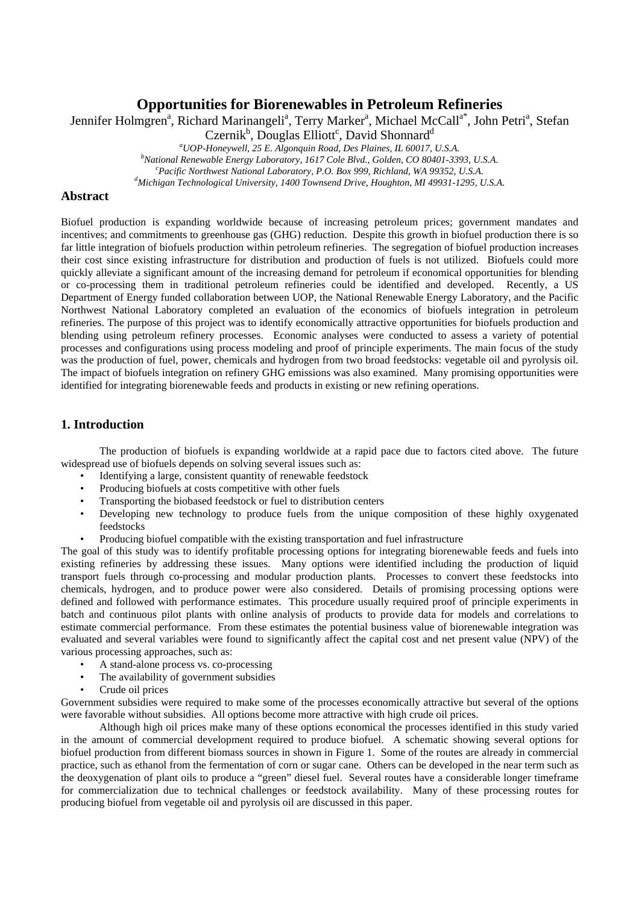# Opportunities for Biorenewables in Petroleum Refineries

Jennifer Holmgren[a], Richard Marinangeli[a], Terry Marker[a], Michael McCall[a*], John Petri[a], Stefan Czernik[b], Douglas Elliott[c], David Shonnard[d]

[a]*UOP-Honeywell, 25 E. Algonquin Road, Des Plaines, IL 60017, U.S.A.*
[b]*National Renewable Energy Laboratory, 1617 Cole Blvd., Golden, CO 80401-3393, U.S.A.*
[c]*Pacific Northwest National Laboratory, P.O. Box 999, Richland, WA 99352, U.S.A.*
[d]*Michigan Technological University, 1400 Townsend Drive, Houghton, MI 49931-1295, U.S.A.*

## Abstract

Biofuel production is expanding worldwide because of increasing petroleum prices; government mandates and incentives; and commitments to greenhouse gas (GHG) reduction. Despite this growth in biofuel production there is so far little integration of biofuels production within petroleum refineries. The segregation of biofuel production increases their cost since existing infrastructure for distribution and production of fuels is not utilized. Biofuels could more quickly alleviate a significant amount of the increasing demand for petroleum if economical opportunities for blending or co-processing them in traditional petroleum refineries could be identified and developed. Recently, a US Department of Energy funded collaboration between UOP, the National Renewable Energy Laboratory, and the Pacific Northwest National Laboratory completed an evaluation of the economics of biofuels integration in petroleum refineries. The purpose of this project was to identify economically attractive opportunities for biofuels production and blending using petroleum refinery processes. Economic analyses were conducted to assess a variety of potential processes and configurations using process modeling and proof of principle experiments. The main focus of the study was the production of fuel, power, chemicals and hydrogen from two broad feedstocks: vegetable oil and pyrolysis oil. The impact of biofuels integration on refinery GHG emissions was also examined. Many promising opportunities were identified for integrating biorenewable feeds and products in existing or new refining operations.

## 1. Introduction

The production of biofuels is expanding worldwide at a rapid pace due to factors cited above. The future widespread use of biofuels depends on solving several issues such as:

- Identifying a large, consistent quantity of renewable feedstock
- Producing biofuels at costs competitive with other fuels
- Transporting the biobased feedstock or fuel to distribution centers
- Developing new technology to produce fuels from the unique composition of these highly oxygenated feedstocks
- Producing biofuel compatible with the existing transportation and fuel infrastructure

The goal of this study was to identify profitable processing options for integrating biorenewable feeds and fuels into existing refineries by addressing these issues. Many options were identified including the production of liquid transport fuels through co-processing and modular production plants. Processes to convert these feedstocks into chemicals, hydrogen, and to produce power were also considered. Details of promising processing options were defined and followed with performance estimates. This procedure usually required proof of principle experiments in batch and continuous pilot plants with online analysis of products to provide data for models and correlations to estimate commercial performance. From these estimates the potential business value of biorenewable integration was evaluated and several variables were found to significantly affect the capital cost and net present value (NPV) of the various processing approaches, such as:

- A stand-alone process vs. co-processing
- The availability of government subsidies
- Crude oil prices

Government subsidies were required to make some of the processes economically attractive but several of the options were favorable without subsidies. All options become more attractive with high crude oil prices.

Although high oil prices make many of these options economical the processes identified in this study varied in the amount of commercial development required to produce biofuel. A schematic showing several options for biofuel production from different biomass sources in shown in Figure 1. Some of the routes are already in commercial practice, such as ethanol from the fermentation of corn or sugar cane. Others can be developed in the near term such as the deoxygenation of plant oils to produce a "green" diesel fuel. Several routes have a considerable longer timeframe for commercialization due to technical challenges or feedstock availability. Many of these processing routes for producing biofuel from vegetable oil and pyrolysis oil are discussed in this paper.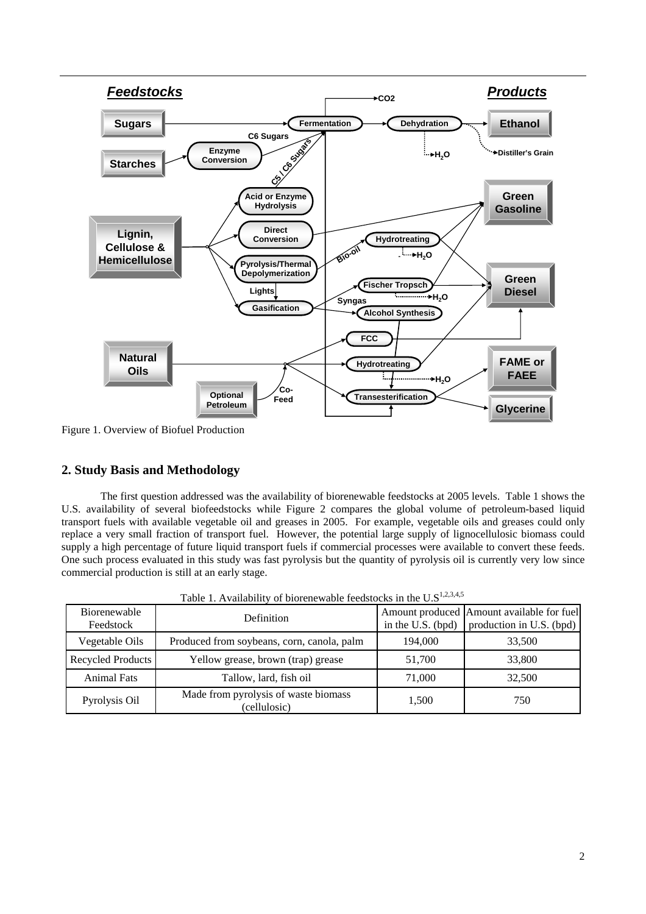Figure 1. Overview of Biofuel Production

## 2. Study Basis and Methodology

The first question addressed was the availability of biorenewable feedstocks at 2005 levels. Table 1 shows the U.S. availability of several biofeedstocks while Figure 2 compares the global volume of petroleum-based liquid transport fuels with available vegetable oil and greases in 2005. For example, vegetable oils and greases could only replace a very small fraction of transport fuel. However, the potential large supply of lignocellulosic biomass could supply a high percentage of future liquid transport fuels if commercial processes were available to convert these feeds. One such process evaluated in this study was fast pyrolysis but the quantity of pyrolysis oil is currently very low since commercial production is still at an early stage.

Table 1. Availability of biorenewable feedstocks in the U.S[1,2,3,4,5]

| Biorenewable Feedstock | Definition | Amount produced in the U.S. (bpd) | Amount available for fuel production in U.S. (bpd) |
|---|---|---|---|
| Vegetable Oils | Produced from soybeans, corn, canola, palm | 194,000 | 33,500 |
| Recycled Products | Yellow grease, brown (trap) grease | 51,700 | 33,800 |
| Animal Fats | Tallow, lard, fish oil | 71,000 | 32,500 |
| Pyrolysis Oil | Made from pyrolysis of waste biomass (cellulosic) | 1,500 | 750 |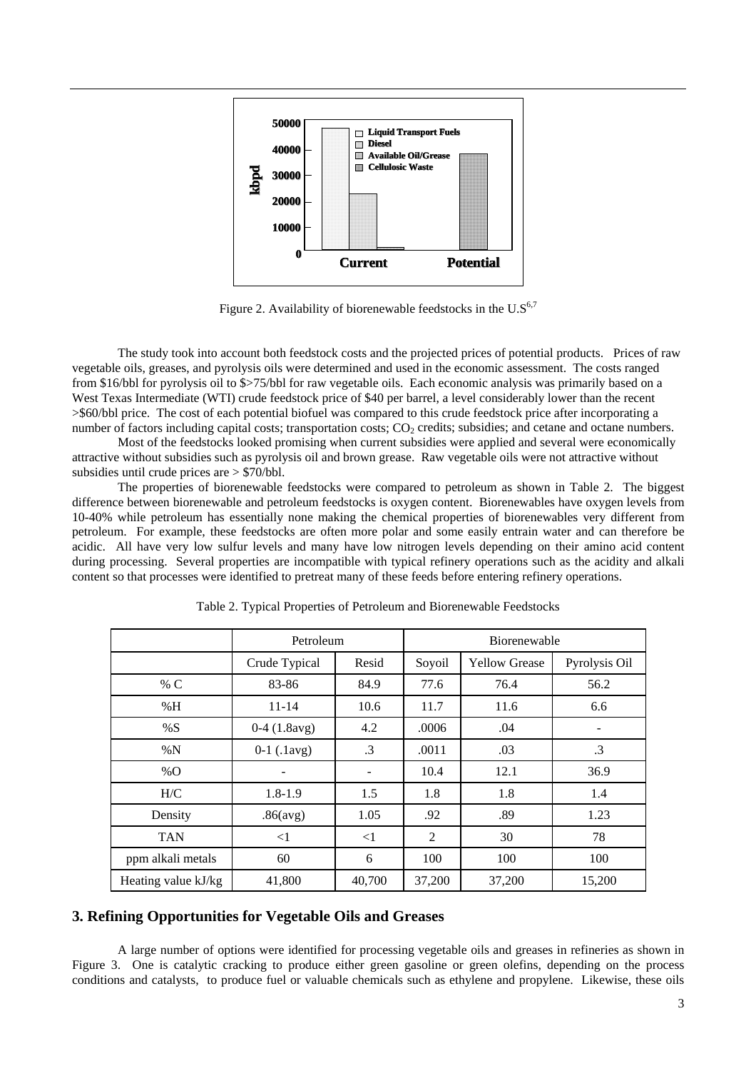Figure 2. Availability of biorenewable feedstocks in the U.S[6,7]

The study took into account both feedstock costs and the projected prices of potential products. Prices of raw vegetable oils, greases, and pyrolysis oils were determined and used in the economic assessment. The costs ranged from \$16/bbl for pyrolysis oil to \$>75/bbl for raw vegetable oils. Each economic analysis was primarily based on a West Texas Intermediate (WTI) crude feedstock price of \$40 per barrel, a level considerably lower than the recent >\$60/bbl price. The cost of each potential biofuel was compared to this crude feedstock price after incorporating a number of factors including capital costs; transportation costs; $CO_2$ credits; subsidies; and cetane and octane numbers.

Most of the feedstocks looked promising when current subsidies were applied and several were economically attractive without subsidies such as pyrolysis oil and brown grease. Raw vegetable oils were not attractive without subsidies until crude prices are > \$70/bbl.

The properties of biorenewable feedstocks were compared to petroleum as shown in Table 2. The biggest difference between biorenewable and petroleum feedstocks is oxygen content. Biorenewables have oxygen levels from 10-40% while petroleum has essentially none making the chemical properties of biorenewables very different from petroleum. For example, these feedstocks are often more polar and some easily entrain water and can therefore be acidic. All have very low sulfur levels and many have low nitrogen levels depending on their amino acid content during processing. Several properties are incompatible with typical refinery operations such as the acidity and alkali content so that processes were identified to pretreat many of these feeds before entering refinery operations.

Table 2. Typical Properties of Petroleum and Biorenewable Feedstocks

| | Petroleum | | Biorenewable | | |
|---|---|---|---|---|---|
| | Crude Typical | Resid | Soyoil | Yellow Grease | Pyrolysis Oil |
| % C | 83-86 | 84.9 | 77.6 | 76.4 | 56.2 |
| %H | 11-14 | 10.6 | 11.7 | 11.6 | 6.6 |
| %S | 0-4 (1.8avg) | 4.2 | .0006 | .04 | - |
| %N | 0-1 (.1avg) | .3 | .0011 | .03 | .3 |
| %O | - | - | 10.4 | 12.1 | 36.9 |
| H/C | 1.8-1.9 | 1.5 | 1.8 | 1.8 | 1.4 |
| Density | .86(avg) | 1.05 | .92 | .89 | 1.23 |
| TAN | <1 | <1 | 2 | 30 | 78 |
| ppm alkali metals | 60 | 6 | 100 | 100 | 100 |
| Heating value kJ/kg | 41,800 | 40,700 | 37,200 | 37,200 | 15,200 |

## 3. Refining Opportunities for Vegetable Oils and Greases

A large number of options were identified for processing vegetable oils and greases in refineries as shown in Figure 3. One is catalytic cracking to produce either green gasoline or green olefins, depending on the process conditions and catalysts, to produce fuel or valuable chemicals such as ethylene and propylene. Likewise, these oils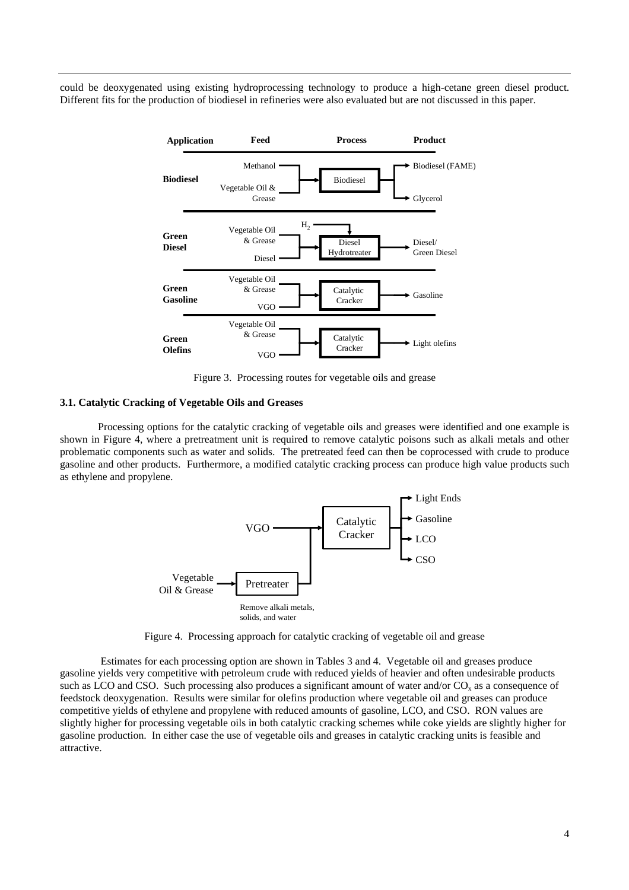could be deoxygenated using existing hydroprocessing technology to produce a high-cetane green diesel product. Different fits for the production of biodiesel in refineries were also evaluated but are not discussed in this paper.

| Application | Feed | Process | Product |
| --- | --- | --- | --- |
| **Biodiesel** | Methanol; Vegetable Oil & Grease | Biodiesel | Biodiesel (FAME); Glycerol |
| **Green Diesel** | Vegetable Oil & Grease; Diesel; $H_2$ | Diesel Hydrotreater | Diesel/ Green Diesel |
| **Green Gasoline** | Vegetable Oil & Grease; VGO | Catalytic Cracker | Gasoline |
| **Green Olefins** | Vegetable Oil & Grease; VGO | Catalytic Cracker | Light olefins |

Figure 3. Processing routes for vegetable oils and grease

### 3.1. Catalytic Cracking of Vegetable Oils and Greases

Processing options for the catalytic cracking of vegetable oils and greases were identified and one example is shown in Figure 4, where a pretreatment unit is required to remove catalytic poisons such as alkali metals and other problematic components such as water and solids. The pretreated feed can then be coprocessed with crude to produce gasoline and other products. Furthermore, a modified catalytic cracking process can produce high value products such as ethylene and propylene.

Figure 4. Processing approach for catalytic cracking of vegetable oil and grease

Estimates for each processing option are shown in Tables 3 and 4. Vegetable oil and greases produce gasoline yields very competitive with petroleum crude with reduced yields of heavier and often undesirable products such as LCO and CSO. Such processing also produces a significant amount of water and/or $CO_x$ as a consequence of feedstock deoxygenation. Results were similar for olefins production where vegetable oil and greases can produce competitive yields of ethylene and propylene with reduced amounts of gasoline, LCO, and CSO. RON values are slightly higher for processing vegetable oils in both catalytic cracking schemes while coke yields are slightly higher for gasoline production. In either case the use of vegetable oils and greases in catalytic cracking units is feasible and attractive.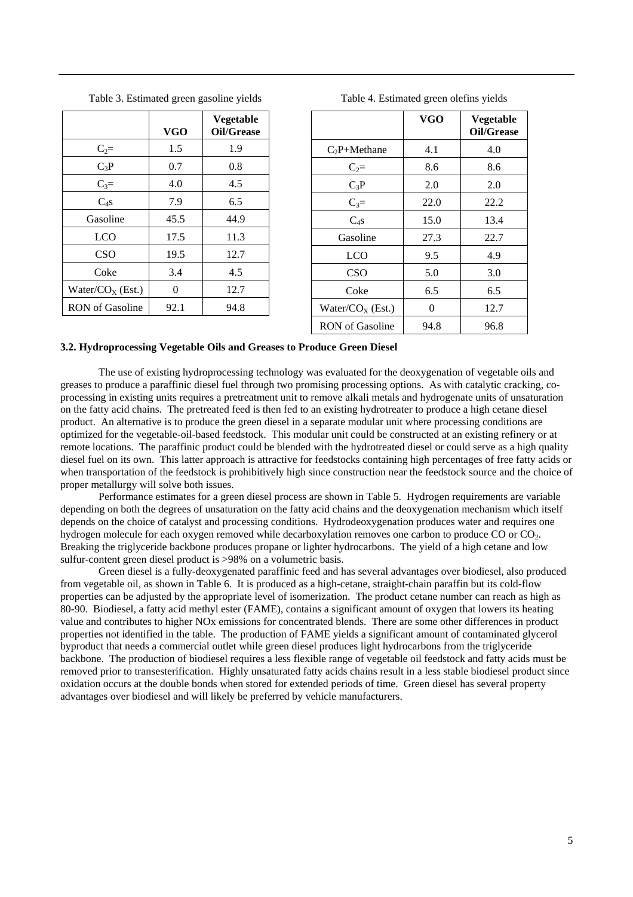Table 3. Estimated green gasoline yields

| | VGO | Vegetable Oil/Grease |
|---|---|---|
| $C_2$= | 1.5 | 1.9 |
| $C_3P$ | 0.7 | 0.8 |
| $C_3$= | 4.0 | 4.5 |
| $C_4$s | 7.9 | 6.5 |
| Gasoline | 45.5 | 44.9 |
| LCO | 17.5 | 11.3 |
| CSO | 19.5 | 12.7 |
| Coke | 3.4 | 4.5 |
| Water/$CO_X$ (Est.) | 0 | 12.7 |
| RON of Gasoline | 92.1 | 94.8 |

Table 4. Estimated green olefins yields

| | VGO | Vegetable Oil/Grease |
|---|---|---|
| $C_2P$+Methane | 4.1 | 4.0 |
| $C_2$= | 8.6 | 8.6 |
| $C_3P$ | 2.0 | 2.0 |
| $C_3$= | 22.0 | 22.2 |
| $C_4$s | 15.0 | 13.4 |
| Gasoline | 27.3 | 22.7 |
| LCO | 9.5 | 4.9 |
| CSO | 5.0 | 3.0 |
| Coke | 6.5 | 6.5 |
| Water/$CO_X$ (Est.) | 0 | 12.7 |
| RON of Gasoline | 94.8 | 96.8 |

### 3.2. Hydroprocessing Vegetable Oils and Greases to Produce Green Diesel

The use of existing hydroprocessing technology was evaluated for the deoxygenation of vegetable oils and greases to produce a paraffinic diesel fuel through two promising processing options. As with catalytic cracking, co-processing in existing units requires a pretreatment unit to remove alkali metals and hydrogenate units of unsaturation on the fatty acid chains. The pretreated feed is then fed to an existing hydrotreater to produce a high cetane diesel product. An alternative is to produce the green diesel in a separate modular unit where processing conditions are optimized for the vegetable-oil-based feedstock. This modular unit could be constructed at an existing refinery or at remote locations. The paraffinic product could be blended with the hydrotreated diesel or could serve as a high quality diesel fuel on its own. This latter approach is attractive for feedstocks containing high percentages of free fatty acids or when transportation of the feedstock is prohibitively high since construction near the feedstock source and the choice of proper metallurgy will solve both issues.

Performance estimates for a green diesel process are shown in Table 5. Hydrogen requirements are variable depending on both the degrees of unsaturation on the fatty acid chains and the deoxygenation mechanism which itself depends on the choice of catalyst and processing conditions. Hydrodeoxygenation produces water and requires one hydrogen molecule for each oxygen removed while decarboxylation removes one carbon to produce CO or $CO_2$. Breaking the triglyceride backbone produces propane or lighter hydrocarbons. The yield of a high cetane and low sulfur-content green diesel product is >98% on a volumetric basis.

Green diesel is a fully-deoxygenated paraffinic feed and has several advantages over biodiesel, also produced from vegetable oil, as shown in Table 6. It is produced as a high-cetane, straight-chain paraffin but its cold-flow properties can be adjusted by the appropriate level of isomerization. The product cetane number can reach as high as 80-90. Biodiesel, a fatty acid methyl ester (FAME), contains a significant amount of oxygen that lowers its heating value and contributes to higher NOx emissions for concentrated blends. There are some other differences in product properties not identified in the table. The production of FAME yields a significant amount of contaminated glycerol byproduct that needs a commercial outlet while green diesel produces light hydrocarbons from the triglyceride backbone. The production of biodiesel requires a less flexible range of vegetable oil feedstock and fatty acids must be removed prior to transesterification. Highly unsaturated fatty acids chains result in a less stable biodiesel product since oxidation occurs at the double bonds when stored for extended periods of time. Green diesel has several property advantages over biodiesel and will likely be preferred by vehicle manufacturers.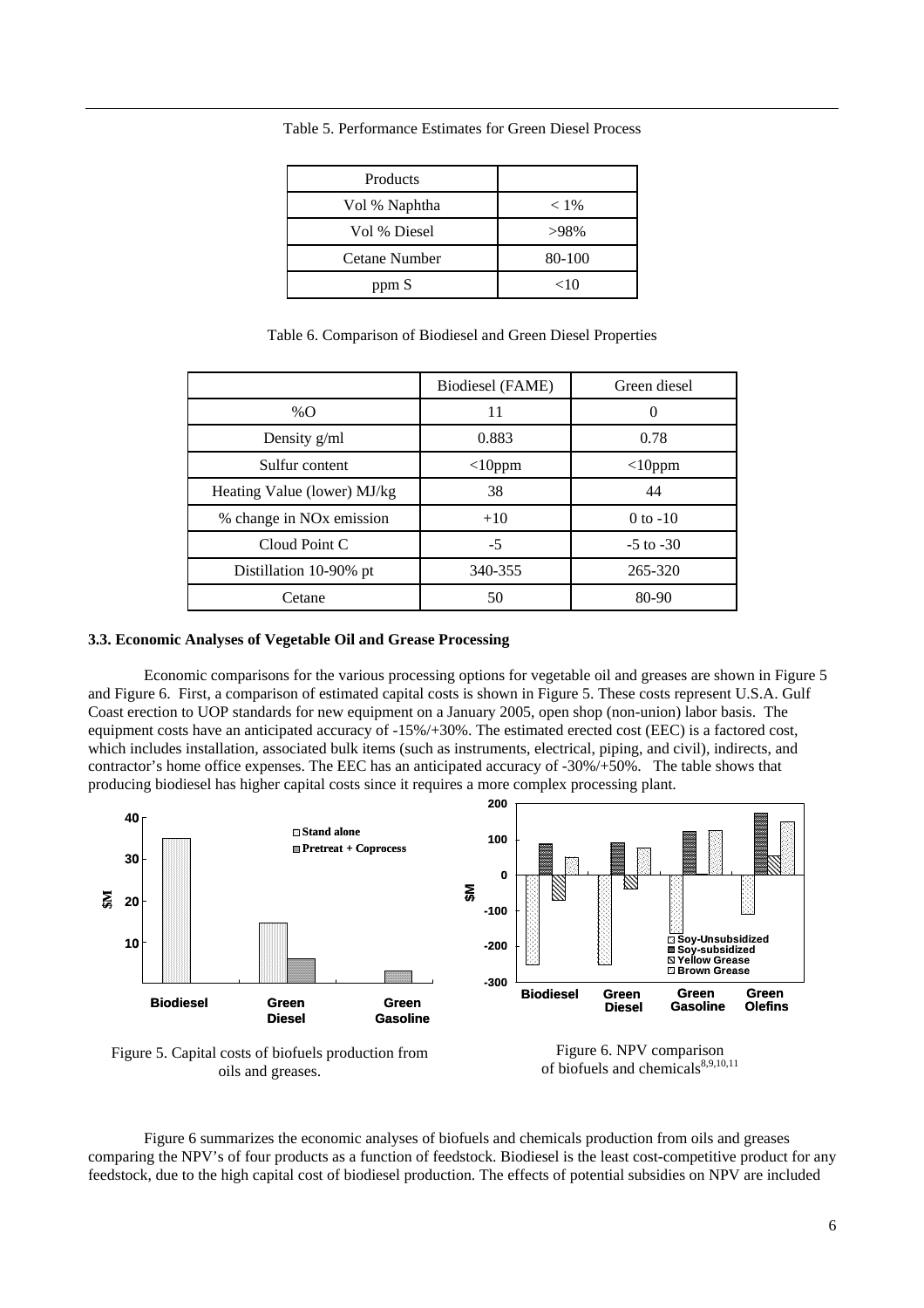Table 5. Performance Estimates for Green Diesel Process

| Products | |
|---|---|
| Vol % Naphtha | < 1% |
| Vol % Diesel | >98% |
| Cetane Number | 80-100 |
| ppm S | <10 |

Table 6. Comparison of Biodiesel and Green Diesel Properties

| | Biodiesel (FAME) | Green diesel |
|---|---|---|
| %O | 11 | 0 |
| Density g/ml | 0.883 | 0.78 |
| Sulfur content | <10ppm | <10ppm |
| Heating Value (lower) MJ/kg | 38 | 44 |
| % change in NOx emission | +10 | 0 to -10 |
| Cloud Point C | -5 | -5 to -30 |
| Distillation 10-90% pt | 340-355 | 265-320 |
| Cetane | 50 | 80-90 |

### 3.3. Economic Analyses of Vegetable Oil and Grease Processing

Economic comparisons for the various processing options for vegetable oil and greases are shown in Figure 5 and Figure 6. First, a comparison of estimated capital costs is shown in Figure 5. These costs represent U.S.A. Gulf Coast erection to UOP standards for new equipment on a January 2005, open shop (non-union) labor basis. The equipment costs have an anticipated accuracy of -15%/+30%. The estimated erected cost (EEC) is a factored cost, which includes installation, associated bulk items (such as instruments, electrical, piping, and civil), indirects, and contractor's home office expenses. The EEC has an anticipated accuracy of -30%/+50%. The table shows that producing biodiesel has higher capital costs since it requires a more complex processing plant.

Figure 5. Capital costs of biofuels production from oils and greases.

Figure 6. NPV comparison of biofuels and chemicals[8,9,10,11]

Figure 6 summarizes the economic analyses of biofuels and chemicals production from oils and greases comparing the NPV's of four products as a function of feedstock. Biodiesel is the least cost-competitive product for any feedstock, due to the high capital cost of biodiesel production. The effects of potential subsidies on NPV are included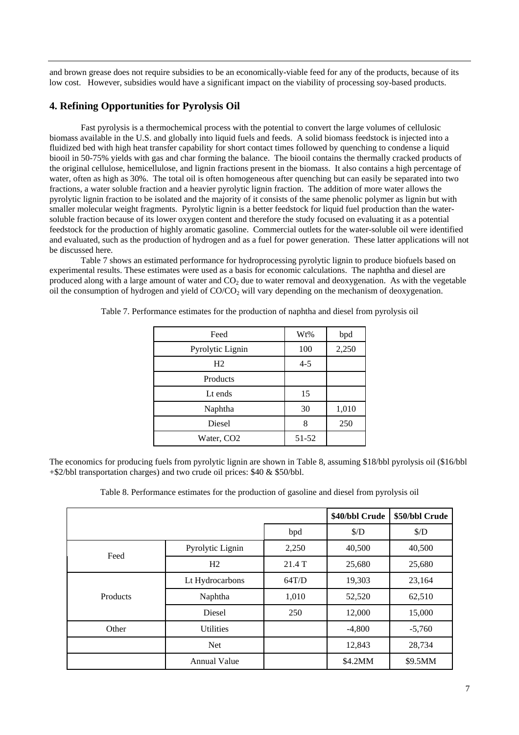and brown grease does not require subsidies to be an economically-viable feed for any of the products, because of its low cost. However, subsidies would have a significant impact on the viability of processing soy-based products.

## 4. Refining Opportunities for Pyrolysis Oil

Fast pyrolysis is a thermochemical process with the potential to convert the large volumes of cellulosic biomass available in the U.S. and globally into liquid fuels and feeds. A solid biomass feedstock is injected into a fluidized bed with high heat transfer capability for short contact times followed by quenching to condense a liquid biooil in 50-75% yields with gas and char forming the balance. The biooil contains the thermally cracked products of the original cellulose, hemicellulose, and lignin fractions present in the biomass. It also contains a high percentage of water, often as high as 30%. The total oil is often homogeneous after quenching but can easily be separated into two fractions, a water soluble fraction and a heavier pyrolytic lignin fraction. The addition of more water allows the pyrolytic lignin fraction to be isolated and the majority of it consists of the same phenolic polymer as lignin but with smaller molecular weight fragments. Pyrolytic lignin is a better feedstock for liquid fuel production than the water-soluble fraction because of its lower oxygen content and therefore the study focused on evaluating it as a potential feedstock for the production of highly aromatic gasoline. Commercial outlets for the water-soluble oil were identified and evaluated, such as the production of hydrogen and as a fuel for power generation. These latter applications will not be discussed here.

Table 7 shows an estimated performance for hydroprocessing pyrolytic lignin to produce biofuels based on experimental results. These estimates were used as a basis for economic calculations. The naphtha and diesel are produced along with a large amount of water and $CO_2$ due to water removal and deoxygenation. As with the vegetable oil the consumption of hydrogen and yield of $CO/CO_2$ will vary depending on the mechanism of deoxygenation.

Table 7. Performance estimates for the production of naphtha and diesel from pyrolysis oil

| Feed | Wt% | bpd |
|---|---|---|
| Pyrolytic Lignin | 100 | 2,250 |
| H2 | 4-5 | |
| Products | | |
| Lt ends | 15 | |
| Naphtha | 30 | 1,010 |
| Diesel | 8 | 250 |
| Water, CO2 | 51-52 | |

The economics for producing fuels from pyrolytic lignin are shown in Table 8, assuming \$18/bbl pyrolysis oil (\$16/bbl +\$2/bbl transportation charges) and two crude oil prices: \$40 & \$50/bbl.

Table 8. Performance estimates for the production of gasoline and diesel from pyrolysis oil

| | | | **\$40/bbl Crude** | **\$50/bbl Crude** |
|---|---|---|---|---|
| | | bpd | \$/D | \$/D |
| Feed | Pyrolytic Lignin | 2,250 | 40,500 | 40,500 |
| | H2 | 21.4 T | 25,680 | 25,680 |
| Products | Lt Hydrocarbons | 64T/D | 19,303 | 23,164 |
| | Naphtha | 1,010 | 52,520 | 62,510 |
| | Diesel | 250 | 12,000 | 15,000 |
| Other | Utilities | | -4,800 | -5,760 |
| | Net | | 12,843 | 28,734 |
| | Annual Value | | \$4.2MM | \$9.5MM |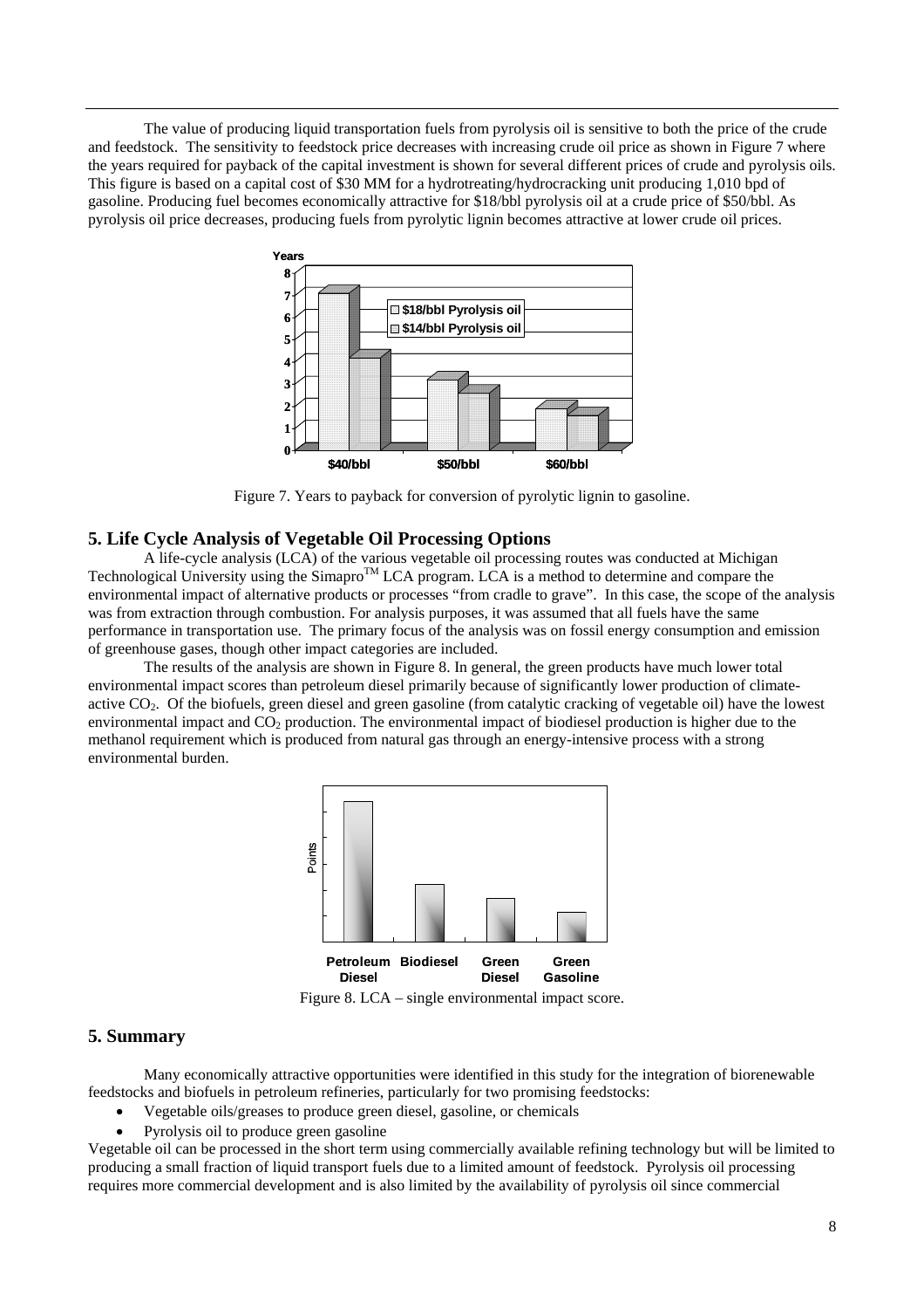The value of producing liquid transportation fuels from pyrolysis oil is sensitive to both the price of the crude and feedstock. The sensitivity to feedstock price decreases with increasing crude oil price as shown in Figure 7 where the years required for payback of the capital investment is shown for several different prices of crude and pyrolysis oils. This figure is based on a capital cost of \$30 MM for a hydrotreating/hydrocracking unit producing 1,010 bpd of gasoline. Producing fuel becomes economically attractive for \$18/bbl pyrolysis oil at a crude price of \$50/bbl. As pyrolysis oil price decreases, producing fuels from pyrolytic lignin becomes attractive at lower crude oil prices.

Figure 7. Years to payback for conversion of pyrolytic lignin to gasoline.

## 5. Life Cycle Analysis of Vegetable Oil Processing Options

A life-cycle analysis (LCA) of the various vegetable oil processing routes was conducted at Michigan Technological University using the Simapro™ LCA program. LCA is a method to determine and compare the environmental impact of alternative products or processes "from cradle to grave". In this case, the scope of the analysis was from extraction through combustion. For analysis purposes, it was assumed that all fuels have the same performance in transportation use. The primary focus of the analysis was on fossil energy consumption and emission of greenhouse gases, though other impact categories are included.

The results of the analysis are shown in Figure 8. In general, the green products have much lower total environmental impact scores than petroleum diesel primarily because of significantly lower production of climate-active $CO_2$. Of the biofuels, green diesel and green gasoline (from catalytic cracking of vegetable oil) have the lowest environmental impact and $CO_2$ production. The environmental impact of biodiesel production is higher due to the methanol requirement which is produced from natural gas through an energy-intensive process with a strong environmental burden.

Figure 8. LCA – single environmental impact score.

## 5. Summary

Many economically attractive opportunities were identified in this study for the integration of biorenewable feedstocks and biofuels in petroleum refineries, particularly for two promising feedstocks:

- Vegetable oils/greases to produce green diesel, gasoline, or chemicals
- Pyrolysis oil to produce green gasoline

Vegetable oil can be processed in the short term using commercially available refining technology but will be limited to producing a small fraction of liquid transport fuels due to a limited amount of feedstock. Pyrolysis oil processing requires more commercial development and is also limited by the availability of pyrolysis oil since commercial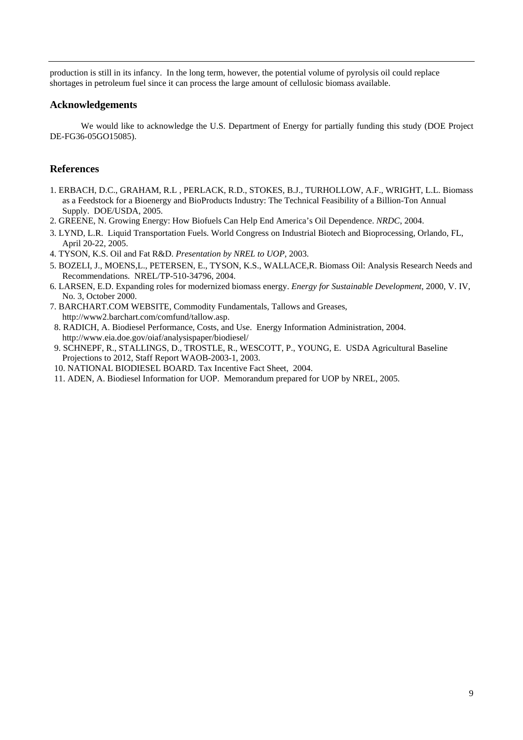production is still in its infancy. In the long term, however, the potential volume of pyrolysis oil could replace shortages in petroleum fuel since it can process the large amount of cellulosic biomass available.

## Acknowledgements

We would like to acknowledge the U.S. Department of Energy for partially funding this study (DOE Project DE-FG36-05GO15085).

## References

1. ERBACH, D.C., GRAHAM, R.L , PERLACK, R.D., STOKES, B.J., TURHOLLOW, A.F., WRIGHT, L.L. Biomass as a Feedstock for a Bioenergy and BioProducts Industry: The Technical Feasibility of a Billion-Ton Annual Supply. DOE/USDA, 2005.
2. GREENE, N. Growing Energy: How Biofuels Can Help End America's Oil Dependence. *NRDC*, 2004.
3. LYND, L.R. Liquid Transportation Fuels. World Congress on Industrial Biotech and Bioprocessing, Orlando, FL, April 20-22, 2005.
4. TYSON, K.S. Oil and Fat R&D. *Presentation by NREL to UOP*, 2003.
5. BOZELI, J., MOENS,L., PETERSEN, E., TYSON, K.S., WALLACE,R. Biomass Oil: Analysis Research Needs and Recommendations. NREL/TP-510-34796, 2004.
6. LARSEN, E.D. Expanding roles for modernized biomass energy. *Energy for Sustainable Development*, 2000, V. IV, No. 3, October 2000.
7. BARCHART.COM WEBSITE, Commodity Fundamentals, Tallows and Greases, http://www2.barchart.com/comfund/tallow.asp.
8. RADICH, A. Biodiesel Performance, Costs, and Use. Energy Information Administration, 2004. http://www.eia.doe.gov/oiaf/analysispaper/biodiesel/
9. SCHNEPF, R., STALLINGS, D., TROSTLE, R., WESCOTT, P., YOUNG, E. USDA Agricultural Baseline Projections to 2012, Staff Report WAOB-2003-1, 2003.
10. NATIONAL BIODIESEL BOARD. Tax Incentive Fact Sheet, 2004.
11. ADEN, A. Biodiesel Information for UOP. Memorandum prepared for UOP by NREL, 2005.